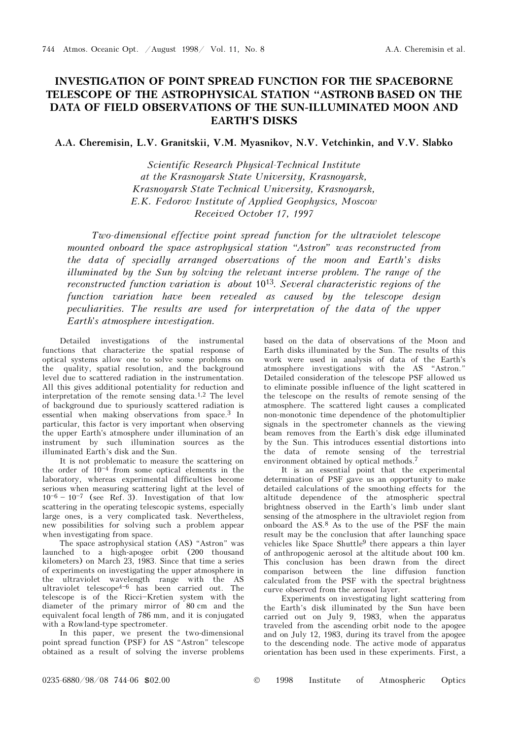# INVESTIGATION OF POINT SPREAD FUNCTION FOR THE SPACEBORNE TELESCOPE OF THE ASTROPHYSICAL STATION "ASTRONB BASED ON THE DATA OF FIELD OBSERVATIONS OF THE SUN-ILLUMINATED MOON AND EARTH'S DISKS

**A.A. Cheremisin, L.V. Granitskii, V.M. Myasnikov, N.V. Vetchinkin, and V.V. Slabko**

*Scientific Research Physical-Technical Institute at the Krasnoyarsk State University, Krasnoyarsk, Krasnoyarsk State Technical University, Krasnoyarsk, E.K. Fedorov Institute of Applied Geophysics, Moscow*
*Received October 17, 1997*

*Two-dimensional effective point spread function for the ultraviolet telescope mounted onboard the space astrophysical station "Astron" was reconstructed from the data of specially arranged observations of the moon and Earth's disks illuminated by the Sun by solving the relevant inverse problem. The range of the reconstructed function variation is about $10^{13}$. Several characteristic regions of the function variation have been revealed as caused by the telescope design peculiarities. The results are used for interpretation of the data of the upper Earth's atmosphere investigation.*

Detailed investigations of the instrumental functions that characterize the spatial response of optical systems allow one to solve some problems on the quality, spatial resolution, and the background level due to scattered radiation in the instrumentation. All this gives additional potentiality for reduction and interpretation of the remote sensing data.[1,2] The level of background due to spuriously scattered radiation is essential when making observations from space.[3] In particular, this factor is very important when observing the upper Earth's atmosphere under illumination of an instrument by such illumination sources as the illuminated Earth's disk and the Sun.

It is not problematic to measure the scattering on the order of $10^{-4}$ from some optical elements in the laboratory, whereas experimental difficulties become serious when measuring scattering light at the level of $10^{-6}$ – $10^{-7}$ (see Ref. 3). Investigation of that low scattering in the operating telescopic systems, especially large ones, is a very complicated task. Nevertheless, new possibilities for solving such a problem appear when investigating from space.

The space astrophysical station (AS) "Astron" was launched to a high-apogee orbit (200 thousand kilometers) on March 23, 1983. Since that time a series of experiments on investigating the upper atmosphere in the ultraviolet wavelength range with the AS ultraviolet telescope[4–6] has been carried out. The telescope is of the Ricci–Kretien system with the diameter of the primary mirror of 80 cm and the equivalent focal length of 786 mm, and it is conjugated with a Rowland-type spectrometer.

In this paper, we present the two-dimensional point spread function (PSF) for AS "Astron" telescope obtained as a result of solving the inverse problems based on the data of observations of the Moon and Earth disks illuminated by the Sun. The results of this work were used in analysis of data of the Earth's atmosphere investigations with the AS "Astron." Detailed consideration of the telescope PSF allowed us to eliminate possible influence of the light scattered in the telescope on the results of remote sensing of the atmosphere. The scattered light causes a complicated non-monotonic time dependence of the photomultiplier signals in the spectrometer channels as the viewing beam removes from the Earth's disk edge illuminated by the Sun. This introduces essential distortions into the data of remote sensing of the terrestrial environment obtained by optical methods.[7]

It is an essential point that the experimental determination of PSF gave us an opportunity to make detailed calculations of the smoothing effects for the altitude dependence of the atmospheric spectral brightness observed in the Earth's limb under slant sensing of the atmosphere in the ultraviolet region from onboard the AS.[8] As to the use of the PSF the main result may be the conclusion that after launching space vehicles like Space Shuttle[9] there appears a thin layer of anthropogenic aerosol at the altitude about 100 km. This conclusion has been drawn from the direct comparison between the line diffusion function calculated from the PSF with the spectral brightness curve observed from the aerosol layer.

Experiments on investigating light scattering from the Earth's disk illuminated by the Sun have been carried out on July 9, 1983, when the apparatus traveled from the ascending orbit node to the apogee and on July 12, 1983, during its travel from the apogee to the descending node. The active mode of apparatus orientation has been used in these experiments. First, a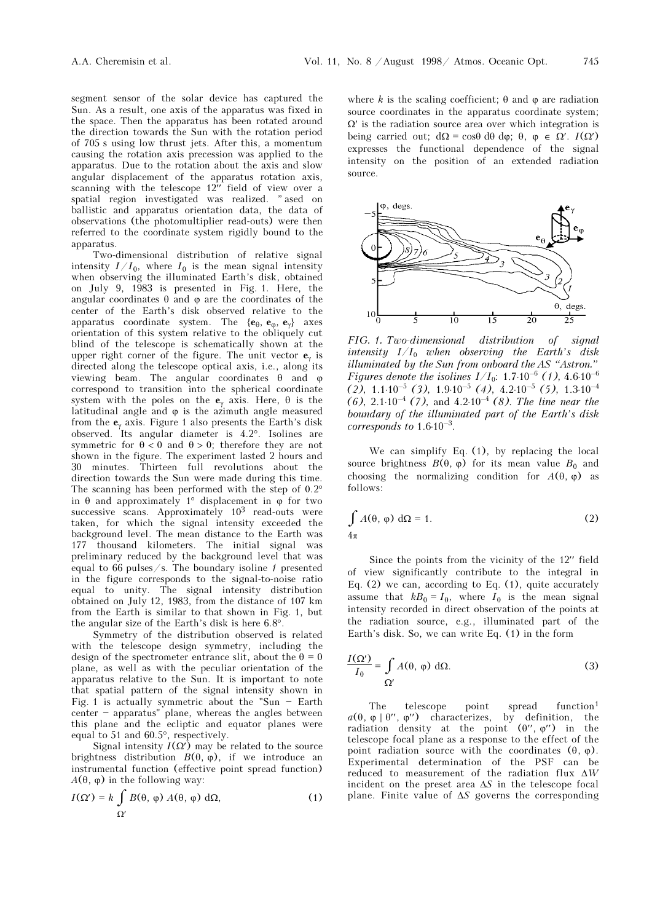segment sensor of the solar device has captured the Sun. As a result, one axis of the apparatus was fixed in the space. Then the apparatus has been rotated around the direction towards the Sun with the rotation period of 705 s using low thrust jets. After this, a momentum causing the rotation axis precession was applied to the apparatus. Due to the rotation about the axis and slow angular displacement of the apparatus rotation axis, scanning with the telescope 12″ field of view over a spatial region investigated was realized. "ased on ballistic and apparatus orientation data, the data of observations (the photomultiplier read-outs) were then referred to the coordinate system rigidly bound to the apparatus.

Two-dimensional distribution of relative signal intensity $I/I_0$, where $I_0$ is the mean signal intensity when observing the illuminated Earth's disk, obtained on July 9, 1983 is presented in Fig. 1. Here, the angular coordinates θ and φ are the coordinates of the center of the Earth's disk observed relative to the apparatus coordinate system. The $\{\mathbf{e}_\theta, \mathbf{e}_\varphi, \mathbf{e}_\gamma\}$ axes orientation of this system relative to the obliquely cut blind of the telescope is schematically shown at the upper right corner of the figure. The unit vector $\mathbf{e}_\gamma$ is directed along the telescope optical axis, i.e., along its viewing beam. The angular coordinates θ and φ correspond to transition into the spherical coordinate system with the poles on the $\mathbf{e}_\gamma$ axis. Here, θ is the latitudinal angle and φ is the azimuth angle measured from the $\mathbf{e}_\gamma$ axis. Figure 1 also presents the Earth's disk observed. Its angular diameter is 4.2°. Isolines are symmetric for θ < 0 and θ > 0; therefore they are not shown in the figure. The experiment lasted 2 hours and 30 minutes. Thirteen full revolutions about the direction towards the Sun were made during this time. The scanning has been performed with the step of 0.2° in θ and approximately 1° displacement in φ for two successive scans. Approximately $10^3$ read-outs were taken, for which the signal intensity exceeded the background level. The mean distance to the Earth was 177 thousand kilometers. The initial signal was preliminary reduced by the background level that was equal to 66 pulses/s. The boundary isoline *1* presented in the figure corresponds to the signal-to-noise ratio equal to unity. The signal intensity distribution obtained on July 12, 1983, from the distance of 107 km from the Earth is similar to that shown in Fig. 1, but the angular size of the Earth's disk is here 6.8°.

Symmetry of the distribution observed is related with the telescope design symmetry, including the design of the spectrometer entrance slit, about the θ = 0 plane, as well as with the peculiar orientation of the apparatus relative to the Sun. It is important to note that spatial pattern of the signal intensity shown in Fig. 1 is actually symmetric about the "Sun – Earth center – apparatus" plane, whereas the angles between this plane and the ecliptic and equator planes were equal to 51 and 60.5°, respectively.

Signal intensity $I(\Omega')$ may be related to the source brightness distribution $B(\theta, \varphi)$, if we introduce an instrumental function (effective point spread function) $A(\theta, \varphi)$ in the following way:

$$I(\Omega') = k \int_{\Omega'} B(\theta, \varphi)\, A(\theta, \varphi)\, d\Omega, \tag{1}$$

where $k$ is the scaling coefficient; θ and φ are radiation source coordinates in the apparatus coordinate system; $\Omega'$ is the radiation source area over which integration is being carried out; $d\Omega = \cos\theta\, d\theta\, d\varphi$; $\theta, \varphi \in \Omega'$. $I(\Omega')$ expresses the functional dependence of the signal intensity on the position of an extended radiation source.

*FIG. 1. Two-dimensional distribution of signal intensity $I/I_0$ when observing the Earth's disk illuminated by the Sun from onboard the AS "Astron." Figures denote the isolines $I/I_0$: $1.7\cdot10^{-6}$ (1), $4.6\cdot10^{-6}$ (2), $1.1\cdot10^{-5}$ (3), $1.9\cdot10^{-5}$ (4), $4.2\cdot10^{-5}$ (5), $1.3\cdot10^{-4}$ (6), $2.1\cdot10^{-4}$ (7), and $4.2\cdot10^{-4}$ (8). The line near the boundary of the illuminated part of the Earth's disk corresponds to $1.6\cdot10^{-3}$.*

We can simplify Eq. (1), by replacing the local source brightness $B(\theta, \varphi)$ for its mean value $B_0$ and choosing the normalizing condition for $A(\theta, \varphi)$ as follows:

$$\int_{4\pi} A(\theta, \varphi)\, d\Omega = 1. \tag{2}$$

Since the points from the vicinity of the 12″ field of view significantly contribute to the integral in Eq. (2) we can, according to Eq. (1), quite accurately assume that $kB_0 = I_0$, where $I_0$ is the mean signal intensity recorded in direct observation of the points at the radiation source, e.g., illuminated part of the Earth's disk. So, we can write Eq. (1) in the form

$$\frac{I(\Omega')}{I_0} = \int_{\Omega'} A(\theta, \varphi)\, d\Omega. \tag{3}$$

The telescope point spread function[1] $a(\theta, \varphi \mid \theta'', \varphi'')$ characterizes, by definition, the radiation density at the point $(\theta'', \varphi'')$ in the telescope focal plane as a response to the effect of the point radiation source with the coordinates $(\theta, \varphi)$. Experimental determination of the PSF can be reduced to measurement of the radiation flux $\Delta W$ incident on the preset area $\Delta S$ in the telescope focal plane. Finite value of $\Delta S$ governs the corresponding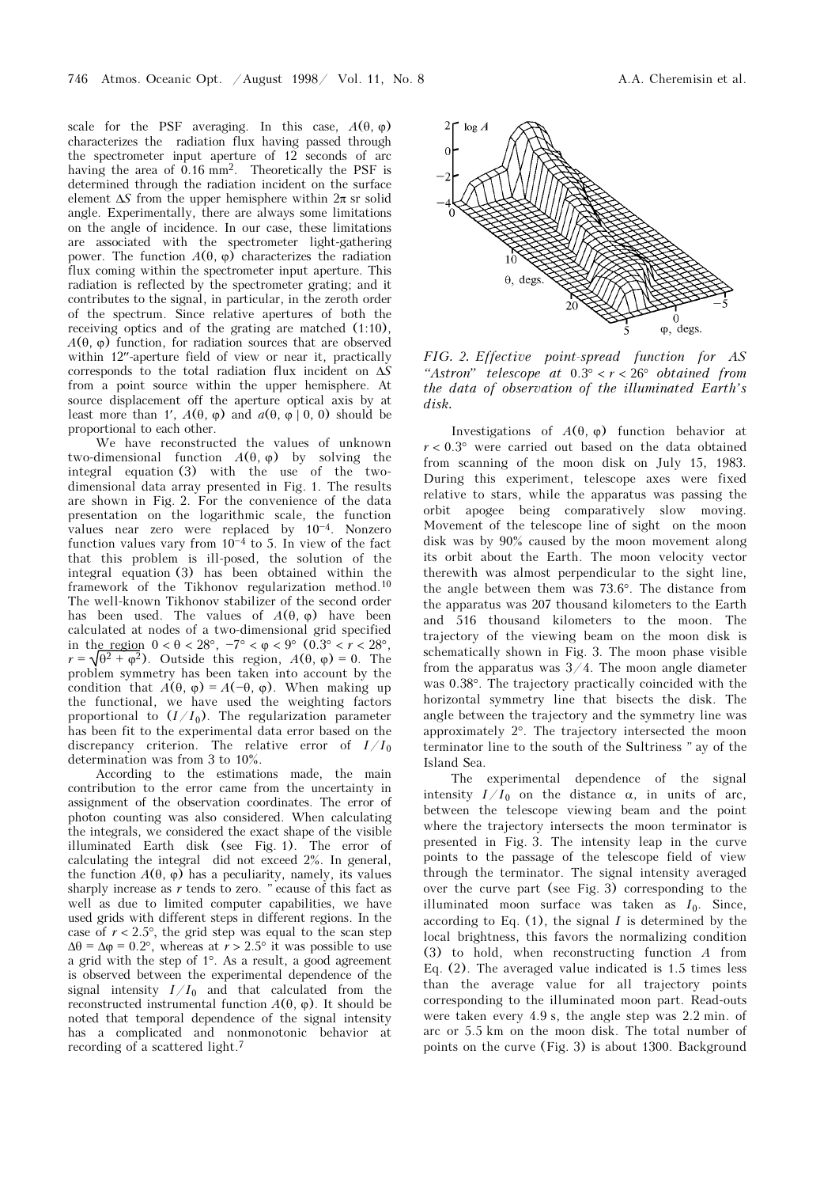scale for the PSF averaging. In this case, $A(\theta, \varphi)$ characterizes the radiation flux having passed through the spectrometer input aperture of 12 seconds of arc having the area of 0.16 mm$^2$. Theoretically the PSF is determined through the radiation incident on the surface element $\Delta S$ from the upper hemisphere within $2\pi$ sr solid angle. Experimentally, there are always some limitations on the angle of incidence. In our case, these limitations are associated with the spectrometer light-gathering power. The function $A(\theta, \varphi)$ characterizes the radiation flux coming within the spectrometer input aperture. This radiation is reflected by the spectrometer grating; and it contributes to the signal, in particular, in the zeroth order of the spectrum. Since relative apertures of both the receiving optics and of the grating are matched (1:10), $A(\theta, \varphi)$ function, for radiation sources that are observed within 12″-aperture field of view or near it, practically corresponds to the total radiation flux incident on $\Delta S$ from a point source within the upper hemisphere. At source displacement off the aperture optical axis by at least more than 1′, $A(\theta, \varphi)$ and $a(\theta, \varphi \mid 0, 0)$ should be proportional to each other.

We have reconstructed the values of unknown two-dimensional function $A(\theta, \varphi)$ by solving the integral equation (3) with the use of the two-dimensional data array presented in Fig. 1. The results are shown in Fig. 2. For the convenience of the data presentation on the logarithmic scale, the function values near zero were replaced by $10^{-4}$. Nonzero function values vary from $10^{-4}$ to 5. In view of the fact that this problem is ill-posed, the solution of the integral equation (3) has been obtained within the framework of the Tikhonov regularization method.[10] The well-known Tikhonov stabilizer of the second order has been used. The values of $A(\theta, \varphi)$ have been calculated at nodes of a two-dimensional grid specified in the region $0 < \theta < 28°$, $-7° < \varphi < 9°$ ($0.3° < r < 28°$, $r = \sqrt{\theta^2 + \varphi^2}$). Outside this region, $A(\theta, \varphi) = 0$. The problem symmetry has been taken into account by the condition that $A(\theta, \varphi) = A(-\theta, \varphi)$. When making up the functional, we have used the weighting factors proportional to $(I/I_0)$. The regularization parameter has been fit to the experimental data error based on the discrepancy criterion. The relative error of $I/I_0$ determination was from 3 to 10%.

According to the estimations made, the main contribution to the error came from the uncertainty in assignment of the observation coordinates. The error of photon counting was also considered. When calculating the integrals, we considered the exact shape of the visible illuminated Earth disk (see Fig. 1). The error of calculating the integral did not exceed 2%. In general, the function $A(\theta, \varphi)$ has a peculiarity, namely, its values sharply increase as $r$ tends to zero. "ecause of this fact as well as due to limited computer capabilities, we have used grids with different steps in different regions. In the case of $r < 2.5°$, the grid step was equal to the scan step $\Delta\theta = \Delta\varphi = 0.2°$, whereas at $r > 2.5°$ it was possible to use a grid with the step of 1°. As a result, a good agreement is observed between the experimental dependence of the signal intensity $I/I_0$ and that calculated from the reconstructed instrumental function $A(\theta, \varphi)$. It should be noted that temporal dependence of the signal intensity has a complicated and nonmonotonic behavior at recording of a scattered light.[7]

*FIG. 2. Effective point-spread function for AS "Astron" telescope at $0.3° < r < 26°$ obtained from the data of observation of the illuminated Earth's disk.*

Investigations of $A(\theta, \varphi)$ function behavior at $r < 0.3°$ were carried out based on the data obtained from scanning of the moon disk on July 15, 1983. During this experiment, telescope axes were fixed relative to stars, while the apparatus was passing the orbit apogee being comparatively slow moving. Movement of the telescope line of sight on the moon disk was by 90% caused by the moon movement along its orbit about the Earth. The moon velocity vector therewith was almost perpendicular to the sight line, the angle between them was 73.6°. The distance from the apparatus was 207 thousand kilometers to the Earth and 516 thousand kilometers to the moon. The trajectory of the viewing beam on the moon disk is schematically shown in Fig. 3. The moon phase visible from the apparatus was 3/4. The moon angle diameter was 0.38°. The trajectory practically coincided with the horizontal symmetry line that bisects the disk. The angle between the trajectory and the symmetry line was approximately 2°. The trajectory intersected the moon terminator line to the south of the Sultriness "ay of the Island Sea.

The experimental dependence of the signal intensity $I/I_0$ on the distance $\alpha$, in units of arc, between the telescope viewing beam and the point where the trajectory intersects the moon terminator is presented in Fig. 3. The intensity leap in the curve points to the passage of the telescope field of view through the terminator. The signal intensity averaged over the curve part (see Fig. 3) corresponding to the illuminated moon surface was taken as $I_0$. Since, according to Eq. (1), the signal $I$ is determined by the local brightness, this favors the normalizing condition (3) to hold, when reconstructing function $A$ from Eq. (2). The averaged value indicated is 1.5 times less than the average value for all trajectory points corresponding to the illuminated moon part. Read-outs were taken every 4.9 s, the angle step was 2.2 min. of arc or 5.5 km on the moon disk. The total number of points on the curve (Fig. 3) is about 1300. Background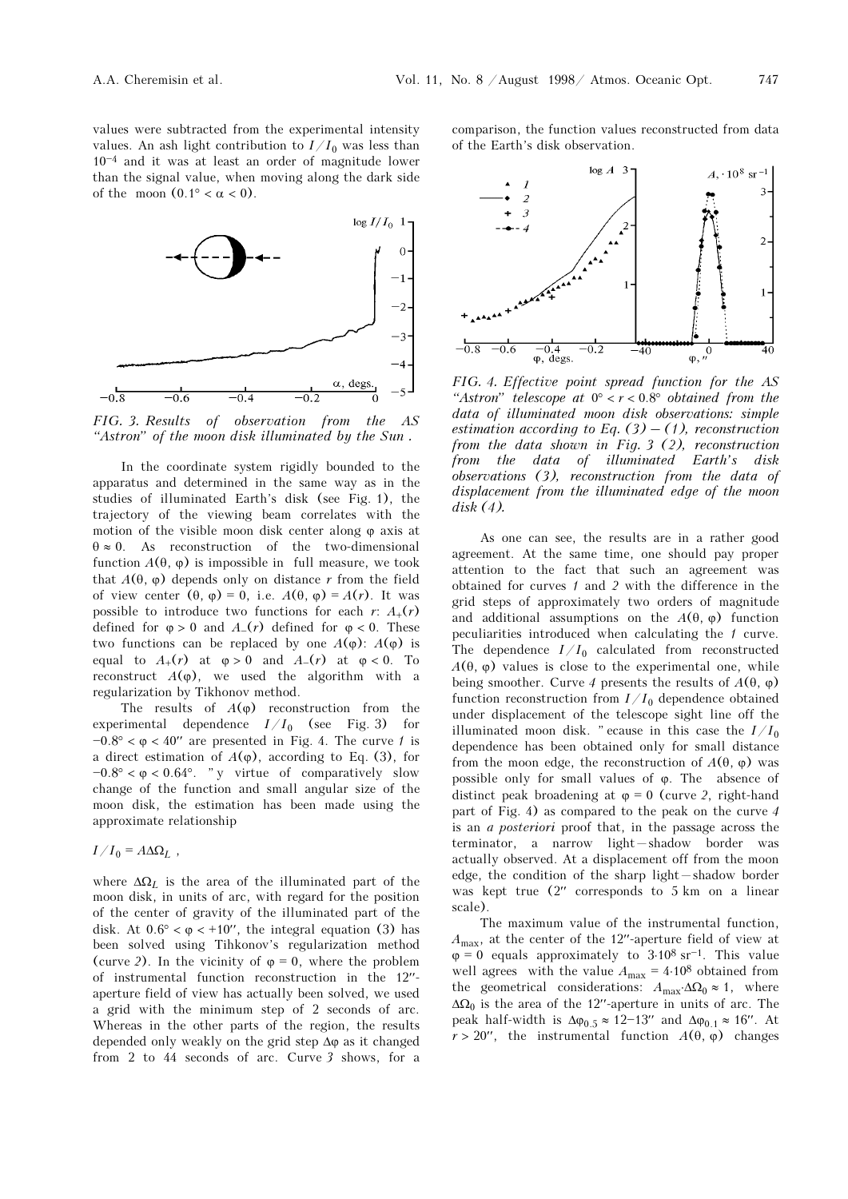values were subtracted from the experimental intensity values. An ash light contribution to $I/I_0$ was less than $10^{-4}$ and it was at least an order of magnitude lower than the signal value, when moving along the dark side of the moon ($0.1° < \alpha < 0$).

*FIG. 3. Results of observation from the AS "Astron" of the moon disk illuminated by the Sun .*

In the coordinate system rigidly bounded to the apparatus and determined in the same way as in the studies of illuminated Earth's disk (see Fig. 1), the trajectory of the viewing beam correlates with the motion of the visible moon disk center along $\varphi$ axis at $\theta \approx 0$. As reconstruction of the two-dimensional function $A(\theta, \varphi)$ is impossible in full measure, we took that $A(\theta, \varphi)$ depends only on distance $r$ from the field of view center $(\theta, \varphi) = 0$, i.e. $A(\theta, \varphi) = A(r)$. It was possible to introduce two functions for each $r$: $A_+(r)$ defined for $\varphi > 0$ and $A_-(r)$ defined for $\varphi < 0$. These two functions can be replaced by one $A(\varphi)$: $A(\varphi)$ is equal to $A_+(r)$ at $\varphi > 0$ and $A_-(r)$ at $\varphi < 0$. To reconstruct $A(\varphi)$, we used the algorithm with a regularization by Tikhonov method.

The results of $A(\varphi)$ reconstruction from the experimental dependence $I/I_0$ (see Fig. 3) for $-0.8° < \varphi < 40''$ are presented in Fig. 4. The curve *1* is a direct estimation of $A(\varphi)$, according to Eq. (3), for $-0.8° < \varphi < 0.64°$. "y virtue of comparatively slow change of the function and small angular size of the moon disk, the estimation has been made using the approximate relationship

$$I/I_0 = A\Delta\Omega_L ,$$

where $\Delta\Omega_L$ is the area of the illuminated part of the moon disk, in units of arc, with regard for the position of the center of gravity of the illuminated part of the disk. At $0.6° < \varphi < +10''$, the integral equation (3) has been solved using Tikhonov's regularization method (curve *2*). In the vicinity of $\varphi = 0$, where the problem of instrumental function reconstruction in the $12''$-aperture field of view has actually been solved, we used a grid with the minimum step of 2 seconds of arc. Whereas in the other parts of the region, the results depended only weakly on the grid step $\Delta\varphi$ as it changed from 2 to 44 seconds of arc. Curve *3* shows, for a comparison, the function values reconstructed from data of the Earth's disk observation.

*FIG. 4. Effective point spread function for the AS "Astron" telescope at $0° < r < 0.8°$ obtained from the data of illuminated moon disk observations: simple estimation according to Eq. (3) – (1), reconstruction from the data shown in Fig. 3 (2), reconstruction from the data of illuminated Earth's disk observations (3), reconstruction from the data of displacement from the illuminated edge of the moon disk (4).*

As one can see, the results are in a rather good agreement. At the same time, one should pay proper attention to the fact that such an agreement was obtained for curves *1* and *2* with the difference in the grid steps of approximately two orders of magnitude and additional assumptions on the $A(\theta, \varphi)$ function peculiarities introduced when calculating the *1* curve. The dependence $I/I_0$ calculated from reconstructed $A(\theta, \varphi)$ values is close to the experimental one, while being smoother. Curve *4* presents the results of $A(\theta, \varphi)$ function reconstruction from $I/I_0$ dependence obtained under displacement of the telescope sight line off the illuminated moon disk. "ecause in this case the $I/I_0$ dependence has been obtained only for small distance from the moon edge, the reconstruction of $A(\theta, \varphi)$ was possible only for small values of $\varphi$. The absence of distinct peak broadening at $\varphi = 0$ (curve *2*, right-hand part of Fig. 4) as compared to the peak on the curve *4* is an *a posteriori* proof that, in the passage across the terminator, a narrow light–shadow border was actually observed. At a displacement off from the moon edge, the condition of the sharp light–shadow border was kept true ($2''$ corresponds to 5 km on a linear scale).

The maximum value of the instrumental function, $A_{max}$, at the center of the $12''$-aperture field of view at $\varphi = 0$ equals approximately to $3 \cdot 10^8$ sr$^{-1}$. This value well agrees with the value $A_{max} = 4 \cdot 10^8$ obtained from the geometrical considerations: $A_{max} \cdot \Delta\Omega_0 \approx 1$, where $\Delta\Omega_0$ is the area of the $12''$-aperture in units of arc. The peak half-width is $\Delta\varphi_{0.5} \approx 12–13''$ and $\Delta\varphi_{0.1} \approx 16''$. At $r > 20''$, the instrumental function $A(\theta, \varphi)$ changes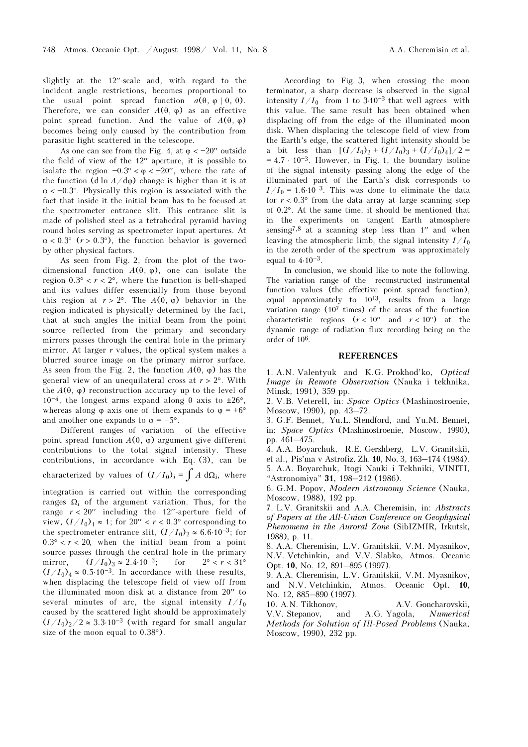slightly at the 12″-scale and, with regard to the incident angle restrictions, becomes proportional to the usual point spread function $a(\theta, \varphi \mid 0, 0)$. Therefore, we can consider $A(\theta, \varphi)$ as an effective point spread function. And the value of $A(\theta, \varphi)$ becomes being only caused by the contribution from parasitic light scattered in the telescope.

As one can see from the Fig. 4, at $\varphi < -20''$ outside the field of view of the 12″ aperture, it is possible to isolate the region $-0.3° < \varphi < -20''$, where the rate of the function $(\mathrm{d} \ln A / \mathrm{d}\varphi)$ change is higher than it is at $\varphi < -0.3°$. Physically this region is associated with the fact that inside it the initial beam has to be focused at the spectrometer entrance slit. This entrance slit is made of polished steel as a tetrahedral pyramid having round holes serving as spectrometer input apertures. At $\varphi < 0.3°$ $(r > 0.3°)$, the function behavior is governed by other physical factors.

As seen from Fig. 2, from the plot of the two-dimensional function $A(\theta, \varphi)$, one can isolate the region $0.3° < r < 2°$, where the function is bell-shaped and its values differ essentially from those beyond this region at $r > 2°$. The $A(\theta, \varphi)$ behavior in the region indicated is physically determined by the fact, that at such angles the initial beam from the point source reflected from the primary and secondary mirrors passes through the central hole in the primary mirror. At larger $r$ values, the optical system makes a blurred source image on the primary mirror surface. As seen from the Fig. 2, the function $A(\theta, \varphi)$ has the general view of an unequilateral cross at $r > 2°$. With the $A(\theta, \varphi)$ reconstruction accuracy up to the level of $10^{-4}$, the longest arms expand along $\theta$ axis to $\pm 26°$, whereas along $\varphi$ axis one of them expands to $\varphi = +6°$ and another one expands to $\varphi = -5°$.

Different ranges of variation of the effective point spread function $A(\theta, \varphi)$ argument give different contributions to the total signal intensity. These contributions, in accordance with Eq. (3), can be characterized by values of $(I/I_0)_i = \int A \, \mathrm{d}\Omega_i$, where integration is carried out within the corresponding ranges $\Omega_i$ of the argument variation. Thus, for the range $r < 20''$ including the 12″-aperture field of view, $(I/I_0)_1 \approx 1$; for $20'' < r < 0.3°$ corresponding to the spectrometer entrance slit, $(I/I_0)_2 \approx 6.6 \cdot 10^{-3}$; for $0.3° < r < 20$, when the initial beam from a point source passes through the central hole in the primary mirror, $(I/I_0)_3 \approx 2.4 \cdot 10^{-3}$; for $2° < r < 31°$ $(I/I_0)_4 \approx 0.5 \cdot 10^{-3}$. In accordance with these results, when displacing the telescope field of view off from the illuminated moon disk at a distance from 20″ to several minutes of arc, the signal intensity $I/I_0$ caused by the scattered light should be approximately $(I/I_0)_2/2 \approx 3.3 \cdot 10^{-3}$ (with regard for small angular size of the moon equal to 0.38°).

According to Fig. 3, when crossing the moon terminator, a sharp decrease is observed in the signal intensity $I/I_0$ from 1 to $3 \cdot 10^{-3}$ that well agrees with this value. The same result has been obtained when displacing off from the edge of the illuminated moon disk. When displacing the telescope field of view off from the Earth's edge, the scattered light intensity should be a bit less than $[(I/I_0)_2 + (I/I_0)_3 + (I/I_0)_4]/2 = 4.7 \cdot 10^{-3}$. However, in Fig. 1, the boundary isoline of the signal intensity passing along the edge of the illuminated part of the Earth's disk corresponds to $I/I_0 = 1.6 \cdot 10^{-3}$. This was done to eliminate the data for $r < 0.3°$ from the data array at large scanning step of 0.2°. At the same time, it should be mentioned that in the experiments on tangent Earth atmosphere sensing[7,8] at a scanning step less than 1″ and when leaving the atmospheric limb, the signal intensity $I/I_0$ in the zeroth order of the spectrum was approximately equal to $4 \cdot 10^{-3}$.

In conclusion, we should like to note the following. The variation range of the reconstructed instrumental function values (the effective point spread function), equal approximately to $10^{13}$, results from a large variation range ($10^7$ times) of the areas of the function characteristic regions ($r < 10''$ and $r < 10°$) at the dynamic range of radiation flux recording being on the order of $10^6$.

## REFERENCES

1. A.N. Valentyuk and K.G. Prokhod'ko, *Optical Image in Remote Observation* (Nauka i tekhnika, Minsk, 1991), 359 pp.
2. V.B. Veterell, in: *Space Optics* (Mashinostroenie, Moscow, 1990), pp. 43–72.
3. G.F. Bennet, Yu.L. Stendford, and Yu.M. Bennet, in: *Space Optics* (Mashinostroenie, Moscow, 1990), pp. 461–475.
4. A.A. Boyarchuk, R.E. Gershberg, L.V. Granitskii, et al., Pis'ma v Astrofiz. Zh. **10**, No. 3, 163–174 (1984).
5. A.A. Boyarchuk, Itogi Nauki i Tekhniki, VINITI, "Astronomiya" **31**, 198–212 (1986).
6. G.M. Popov, *Modern Astronomy Science* (Nauka, Moscow, 1988), 192 pp.
7. L.V. Granitskii and A.A. Cheremisin, in: *Abstracts of Papers at the All-Union Conference on Geophysical Phenomena in the Auroral Zone* (SibIZMIR, Irkutsk, 1988), p. 11.
8. A.A. Cheremisin, L.V. Granitskii, V.M. Myasnikov, N.V. Vetchinkin, and V.V. Slabko, Atmos. Oceanic Opt. **10**, No. 12, 891–895 (1997).
9. A.A. Cheremisin, L.V. Granitskii, V.M. Myasnikov, and N.V. Vetchinkin, Atmos. Oceanic Opt. **10**, No. 12, 885–890 (1997).
10. A.N. Tikhonov, A.V. Goncharovskii, V.V. Stepanov, and A.G. Yagola, *Numerical Methods for Solution of Ill-Posed Problems* (Nauka, Moscow, 1990), 232 pp.